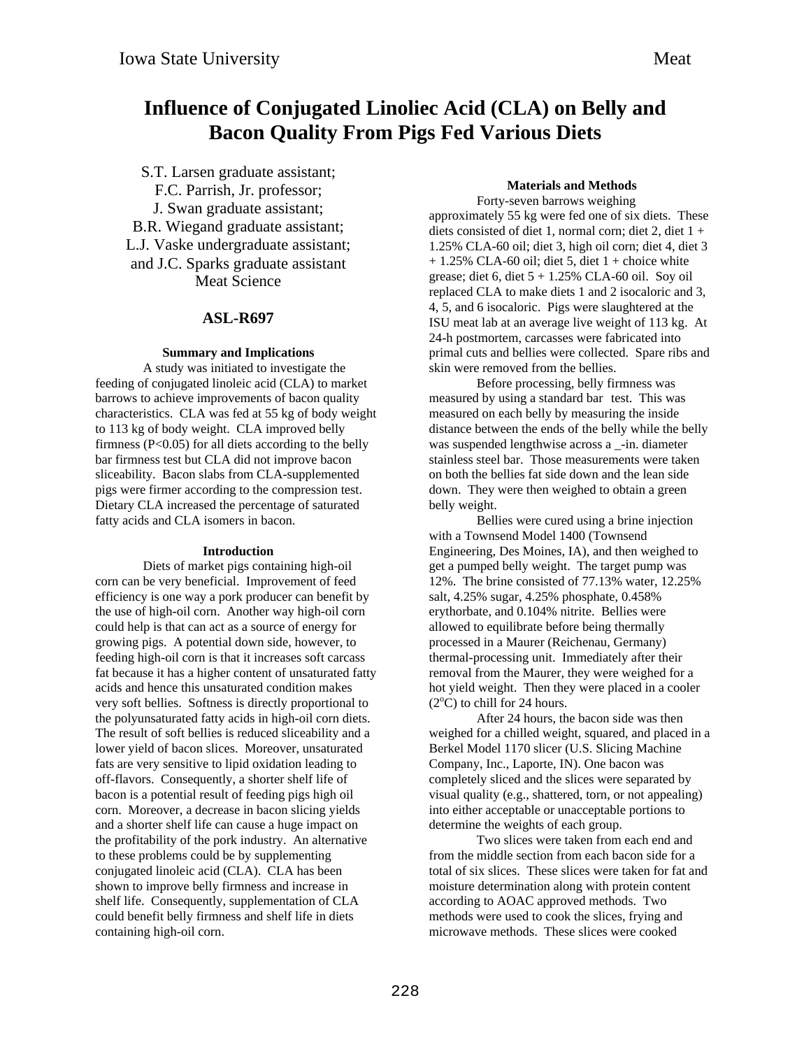# Influence of Conjugated Linoliec Acid (CLA) on Belly and Bacon Quality From Pigs Fed Various Diets

S.T. Larsen graduate assistant;
F.C. Parrish, Jr. professor;
J. Swan graduate assistant;
B.R. Wiegand graduate assistant;
L.J. Vaske undergraduate assistant;
and J.C. Sparks graduate assistant
Meat Science

## ASL-R697

### Summary and Implications

A study was initiated to investigate the feeding of conjugated linoleic acid (CLA) to market barrows to achieve improvements of bacon quality characteristics. CLA was fed at 55 kg of body weight to 113 kg of body weight. CLA improved belly firmness ($P<0.05$) for all diets according to the belly bar firmness test but CLA did not improve bacon sliceability. Bacon slabs from CLA-supplemented pigs were firmer according to the compression test. Dietary CLA increased the percentage of saturated fatty acids and CLA isomers in bacon.

### Introduction

Diets of market pigs containing high-oil corn can be very beneficial. Improvement of feed efficiency is one way a pork producer can benefit by the use of high-oil corn. Another way high-oil corn could help is that can act as a source of energy for growing pigs. A potential down side, however, to feeding high-oil corn is that it increases soft carcass fat because it has a higher content of unsaturated fatty acids and hence this unsaturated condition makes very soft bellies. Softness is directly proportional to the polyunsaturated fatty acids in high-oil corn diets. The result of soft bellies is reduced sliceability and a lower yield of bacon slices. Moreover, unsaturated fats are very sensitive to lipid oxidation leading to off-flavors. Consequently, a shorter shelf life of bacon is a potential result of feeding pigs high oil corn. Moreover, a decrease in bacon slicing yields and a shorter shelf life can cause a huge impact on the profitability of the pork industry. An alternative to these problems could be by supplementing conjugated linoleic acid (CLA). CLA has been shown to improve belly firmness and increase in shelf life. Consequently, supplementation of CLA could benefit belly firmness and shelf life in diets containing high-oil corn.

### Materials and Methods

Forty-seven barrows weighing approximately 55 kg were fed one of six diets. These diets consisted of diet 1, normal corn; diet 2, diet 1 + 1.25% CLA-60 oil; diet 3, high oil corn; diet 4, diet 3 + 1.25% CLA-60 oil; diet 5, diet 1 + choice white grease; diet 6, diet 5 + 1.25% CLA-60 oil. Soy oil replaced CLA to make diets 1 and 2 isocaloric and 3, 4, 5, and 6 isocaloric. Pigs were slaughtered at the ISU meat lab at an average live weight of 113 kg. At 24-h postmortem, carcasses were fabricated into primal cuts and bellies were collected. Spare ribs and skin were removed from the bellies.

Before processing, belly firmness was measured by using a standard bar test. This was measured on each belly by measuring the inside distance between the ends of the belly while the belly was suspended lengthwise across a _-in. diameter stainless steel bar. Those measurements were taken on both the bellies fat side down and the lean side down. They were then weighed to obtain a green belly weight.

Bellies were cured using a brine injection with a Townsend Model 1400 (Townsend Engineering, Des Moines, IA), and then weighed to get a pumped belly weight. The target pump was 12%. The brine consisted of 77.13% water, 12.25% salt, 4.25% sugar, 4.25% phosphate, 0.458% erythorbate, and 0.104% nitrite. Bellies were allowed to equilibrate before being thermally processed in a Maurer (Reichenau, Germany) thermal-processing unit. Immediately after their removal from the Maurer, they were weighed for a hot yield weight. Then they were placed in a cooler ($2^{o}$C) to chill for 24 hours.

After 24 hours, the bacon side was then weighed for a chilled weight, squared, and placed in a Berkel Model 1170 slicer (U.S. Slicing Machine Company, Inc., Laporte, IN). One bacon was completely sliced and the slices were separated by visual quality (e.g., shattered, torn, or not appealing) into either acceptable or unacceptable portions to determine the weights of each group.

Two slices were taken from each end and from the middle section from each bacon side for a total of six slices. These slices were taken for fat and moisture determination along with protein content according to AOAC approved methods. Two methods were used to cook the slices, frying and microwave methods. These slices were cooked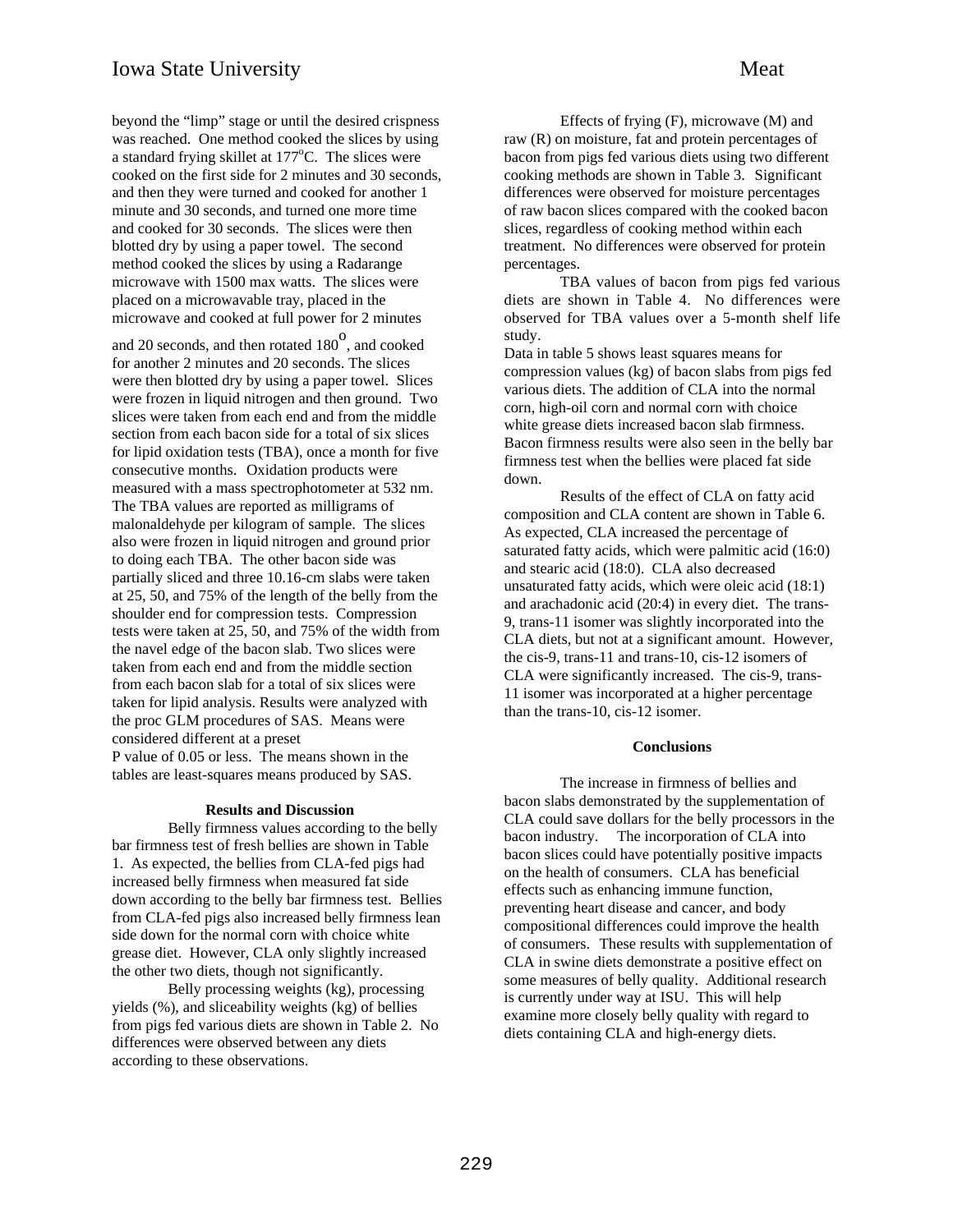beyond the "limp" stage or until the desired crispness was reached. One method cooked the slices by using a standard frying skillet at 177°C. The slices were cooked on the first side for 2 minutes and 30 seconds, and then they were turned and cooked for another 1 minute and 30 seconds, and turned one more time and cooked for 30 seconds. The slices were then blotted dry by using a paper towel. The second method cooked the slices by using a Radarange microwave with 1500 max watts. The slices were placed on a microwavable tray, placed in the microwave and cooked at full power for 2 minutes and 20 seconds, and then rotated 180°, and cooked for another 2 minutes and 20 seconds. The slices were then blotted dry by using a paper towel. Slices were frozen in liquid nitrogen and then ground. Two slices were taken from each end and from the middle section from each bacon side for a total of six slices for lipid oxidation tests (TBA), once a month for five consecutive months. Oxidation products were measured with a mass spectrophotometer at 532 nm. The TBA values are reported as milligrams of malonaldehyde per kilogram of sample. The slices also were frozen in liquid nitrogen and ground prior to doing each TBA. The other bacon side was partially sliced and three 10.16-cm slabs were taken at 25, 50, and 75% of the length of the belly from the shoulder end for compression tests. Compression tests were taken at 25, 50, and 75% of the width from the navel edge of the bacon slab. Two slices were taken from each end and from the middle section from each bacon slab for a total of six slices were taken for lipid analysis. Results were analyzed with the proc GLM procedures of SAS. Means were considered different at a preset P value of 0.05 or less. The means shown in the tables are least-squares means produced by SAS.

## Results and Discussion

Belly firmness values according to the belly bar firmness test of fresh bellies are shown in Table 1. As expected, the bellies from CLA-fed pigs had increased belly firmness when measured fat side down according to the belly bar firmness test. Bellies from CLA-fed pigs also increased belly firmness lean side down for the normal corn with choice white grease diet. However, CLA only slightly increased the other two diets, though not significantly.

Belly processing weights (kg), processing yields (%), and sliceability weights (kg) of bellies from pigs fed various diets are shown in Table 2. No differences were observed between any diets according to these observations.

Effects of frying (F), microwave (M) and raw (R) on moisture, fat and protein percentages of bacon from pigs fed various diets using two different cooking methods are shown in Table 3. Significant differences were observed for moisture percentages of raw bacon slices compared with the cooked bacon slices, regardless of cooking method within each treatment. No differences were observed for protein percentages.

TBA values of bacon from pigs fed various diets are shown in Table 4. No differences were observed for TBA values over a 5-month shelf life study.

Data in table 5 shows least squares means for compression values (kg) of bacon slabs from pigs fed various diets. The addition of CLA into the normal corn, high-oil corn and normal corn with choice white grease diets increased bacon slab firmness. Bacon firmness results were also seen in the belly bar firmness test when the bellies were placed fat side down.

Results of the effect of CLA on fatty acid composition and CLA content are shown in Table 6. As expected, CLA increased the percentage of saturated fatty acids, which were palmitic acid (16:0) and stearic acid (18:0). CLA also decreased unsaturated fatty acids, which were oleic acid (18:1) and arachadonic acid (20:4) in every diet. The trans-9, trans-11 isomer was slightly incorporated into the CLA diets, but not at a significant amount. However, the cis-9, trans-11 and trans-10, cis-12 isomers of CLA were significantly increased. The cis-9, trans-11 isomer was incorporated at a higher percentage than the trans-10, cis-12 isomer.

## Conclusions

The increase in firmness of bellies and bacon slabs demonstrated by the supplementation of CLA could save dollars for the belly processors in the bacon industry. The incorporation of CLA into bacon slices could have potentially positive impacts on the health of consumers. CLA has beneficial effects such as enhancing immune function, preventing heart disease and cancer, and body compositional differences could improve the health of consumers. These results with supplementation of CLA in swine diets demonstrate a positive effect on some measures of belly quality. Additional research is currently under way at ISU. This will help examine more closely belly quality with regard to diets containing CLA and high-energy diets.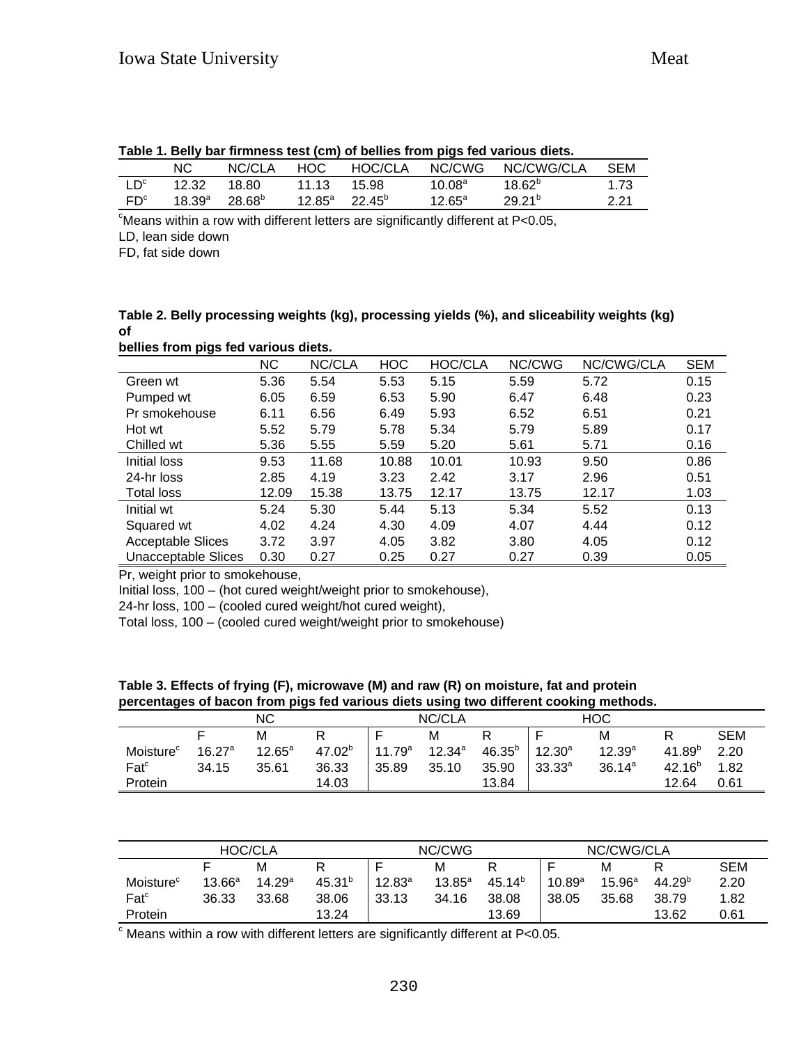**Table 1. Belly bar firmness test (cm) of bellies from pigs fed various diets.**

| | NC | NC/CLA | HOC | HOC/CLA | NC/CWG | NC/CWG/CLA | SEM |
|---|---|---|---|---|---|---|---|
| LD[c] | 12.32 | 18.80 | 11.13 | 15.98 | 10.08[a] | 18.62[b] | 1.73 |
| FD[c] | 18.39[a] | 28.68[b] | 12.85[a] | 22.45[b] | 12.65[a] | 29.21[b] | 2.21 |

[c]Means within a row with different letters are significantly different at P<0.05,

LD, lean side down

FD, fat side down

**Table 2. Belly processing weights (kg), processing yields (%), and sliceability weights (kg) of bellies from pigs fed various diets.**

| | NC | NC/CLA | HOC | HOC/CLA | NC/CWG | NC/CWG/CLA | SEM |
|---|---|---|---|---|---|---|---|
| Green wt | 5.36 | 5.54 | 5.53 | 5.15 | 5.59 | 5.72 | 0.15 |
| Pumped wt | 6.05 | 6.59 | 6.53 | 5.90 | 6.47 | 6.48 | 0.23 |
| Pr smokehouse | 6.11 | 6.56 | 6.49 | 5.93 | 6.52 | 6.51 | 0.21 |
| Hot wt | 5.52 | 5.79 | 5.78 | 5.34 | 5.79 | 5.89 | 0.17 |
| Chilled wt | 5.36 | 5.55 | 5.59 | 5.20 | 5.61 | 5.71 | 0.16 |
| Initial loss | 9.53 | 11.68 | 10.88 | 10.01 | 10.93 | 9.50 | 0.86 |
| 24-hr loss | 2.85 | 4.19 | 3.23 | 2.42 | 3.17 | 2.96 | 0.51 |
| Total loss | 12.09 | 15.38 | 13.75 | 12.17 | 13.75 | 12.17 | 1.03 |
| Initial wt | 5.24 | 5.30 | 5.44 | 5.13 | 5.34 | 5.52 | 0.13 |
| Squared wt | 4.02 | 4.24 | 4.30 | 4.09 | 4.07 | 4.44 | 0.12 |
| Acceptable Slices | 3.72 | 3.97 | 4.05 | 3.82 | 3.80 | 4.05 | 0.12 |
| Unacceptable Slices | 0.30 | 0.27 | 0.25 | 0.27 | 0.27 | 0.39 | 0.05 |

Pr, weight prior to smokehouse,

Initial loss, 100 – (hot cured weight/weight prior to smokehouse),

24-hr loss, 100 – (cooled cured weight/hot cured weight),

Total loss, 100 – (cooled cured weight/weight prior to smokehouse)

**Table 3. Effects of frying (F), microwave (M) and raw (R) on moisture, fat and protein percentages of bacon from pigs fed various diets using two different cooking methods.**

| | NC | | | NC/CLA | | | HOC | | | |
|---|---|---|---|---|---|---|---|---|---|---|
| | F | M | R | F | M | R | F | M | R | SEM |
| Moisture[c] | 16.27[a] | 12.65[a] | 47.02[b] | 11.79[a] | 12.34[a] | 46.35[b] | 12.30[a] | 12.39[a] | 41.89[b] | 2.20 |
| Fat[c] | 34.15 | 35.61 | 36.33 | 35.89 | 35.10 | 35.90 | 33.33[a] | 36.14[a] | 42.16[b] | 1.82 |
| Protein | | | 14.03 | | | 13.84 | | | 12.64 | 0.61 |

| | HOC/CLA | | | NC/CWG | | | NC/CWG/CLA | | | |
|---|---|---|---|---|---|---|---|---|---|---|
| | F | M | R | F | M | R | F | M | R | SEM |
| Moisture[c] | 13.66[a] | 14.29[a] | 45.31[b] | 12.83[a] | 13.85[a] | 45.14[b] | 10.89[a] | 15.96[a] | 44.29[b] | 2.20 |
| Fat[c] | 36.33 | 33.68 | 38.06 | 33.13 | 34.16 | 38.08 | 38.05 | 35.68 | 38.79 | 1.82 |
| Protein | | | 13.24 | | | 13.69 | | | 13.62 | 0.61 |

[c] Means within a row with different letters are significantly different at P<0.05.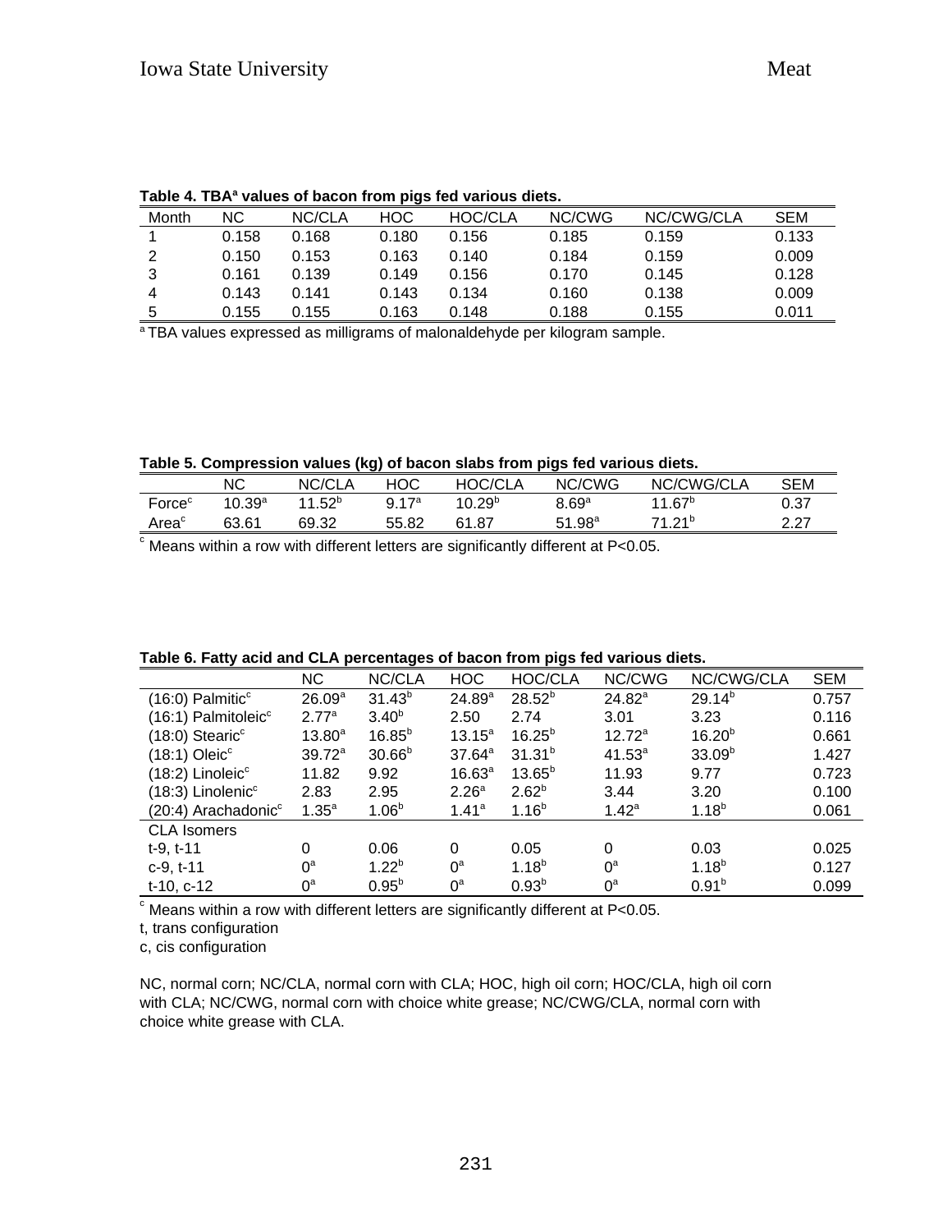**Table 4. TBA[a] values of bacon from pigs fed various diets.**

| Month | NC | NC/CLA | HOC | HOC/CLA | NC/CWG | NC/CWG/CLA | SEM |
|---|---|---|---|---|---|---|---|
| 1 | 0.158 | 0.168 | 0.180 | 0.156 | 0.185 | 0.159 | 0.133 |
| 2 | 0.150 | 0.153 | 0.163 | 0.140 | 0.184 | 0.159 | 0.009 |
| 3 | 0.161 | 0.139 | 0.149 | 0.156 | 0.170 | 0.145 | 0.128 |
| 4 | 0.143 | 0.141 | 0.143 | 0.134 | 0.160 | 0.138 | 0.009 |
| 5 | 0.155 | 0.155 | 0.163 | 0.148 | 0.188 | 0.155 | 0.011 |

[a] TBA values expressed as milligrams of malonaldehyde per kilogram sample.

**Table 5. Compression values (kg) of bacon slabs from pigs fed various diets.**

| | NC | NC/CLA | HOC | HOC/CLA | NC/CWG | NC/CWG/CLA | SEM |
|---|---|---|---|---|---|---|---|
| Force[c] | 10.39[a] | 11.52[b] | 9.17[a] | 10.29[b] | 8.69[a] | 11.67[b] | 0.37 |
| Area[c] | 63.61 | 69.32 | 55.82 | 61.87 | 51.98[a] | 71.21[b] | 2.27 |

[c] Means within a row with different letters are significantly different at P<0.05.

**Table 6. Fatty acid and CLA percentages of bacon from pigs fed various diets.**

| | NC | NC/CLA | HOC | HOC/CLA | NC/CWG | NC/CWG/CLA | SEM |
|---|---|---|---|---|---|---|---|
| (16:0) Palmitic[c] | 26.09[a] | 31.43[b] | 24.89[a] | 28.52[b] | 24.82[a] | 29.14[b] | 0.757 |
| (16:1) Palmitoleic[c] | 2.77[a] | 3.40[b] | 2.50 | 2.74 | 3.01 | 3.23 | 0.116 |
| (18:0) Stearic[c] | 13.80[a] | 16.85[b] | 13.15[a] | 16.25[b] | 12.72[a] | 16.20[b] | 0.661 |
| (18:1) Oleic[c] | 39.72[a] | 30.66[b] | 37.64[a] | 31.31[b] | 41.53[a] | 33.09[b] | 1.427 |
| (18:2) Linoleic[c] | 11.82 | 9.92 | 16.63[a] | 13.65[b] | 11.93 | 9.77 | 0.723 |
| (18:3) Linolenic[c] | 2.83 | 2.95 | 2.26[a] | 2.62[b] | 3.44 | 3.20 | 0.100 |
| (20:4) Arachadonic[c] | 1.35[a] | 1.06[b] | 1.41[a] | 1.16[b] | 1.42[a] | 1.18[b] | 0.061 |
| CLA Isomers | | | | | | | |
| t-9, t-11 | 0 | 0.06 | 0 | 0.05 | 0 | 0.03 | 0.025 |
| c-9, t-11 | 0[a] | 1.22[b] | 0[a] | 1.18[b] | 0[a] | 1.18[b] | 0.127 |
| t-10, c-12 | 0[a] | 0.95[b] | 0[a] | 0.93[b] | 0[a] | 0.91[b] | 0.099 |

[c] Means within a row with different letters are significantly different at P<0.05.

t, trans configuration

c, cis configuration

NC, normal corn; NC/CLA, normal corn with CLA; HOC, high oil corn; HOC/CLA, high oil corn with CLA; NC/CWG, normal corn with choice white grease; NC/CWG/CLA, normal corn with choice white grease with CLA.